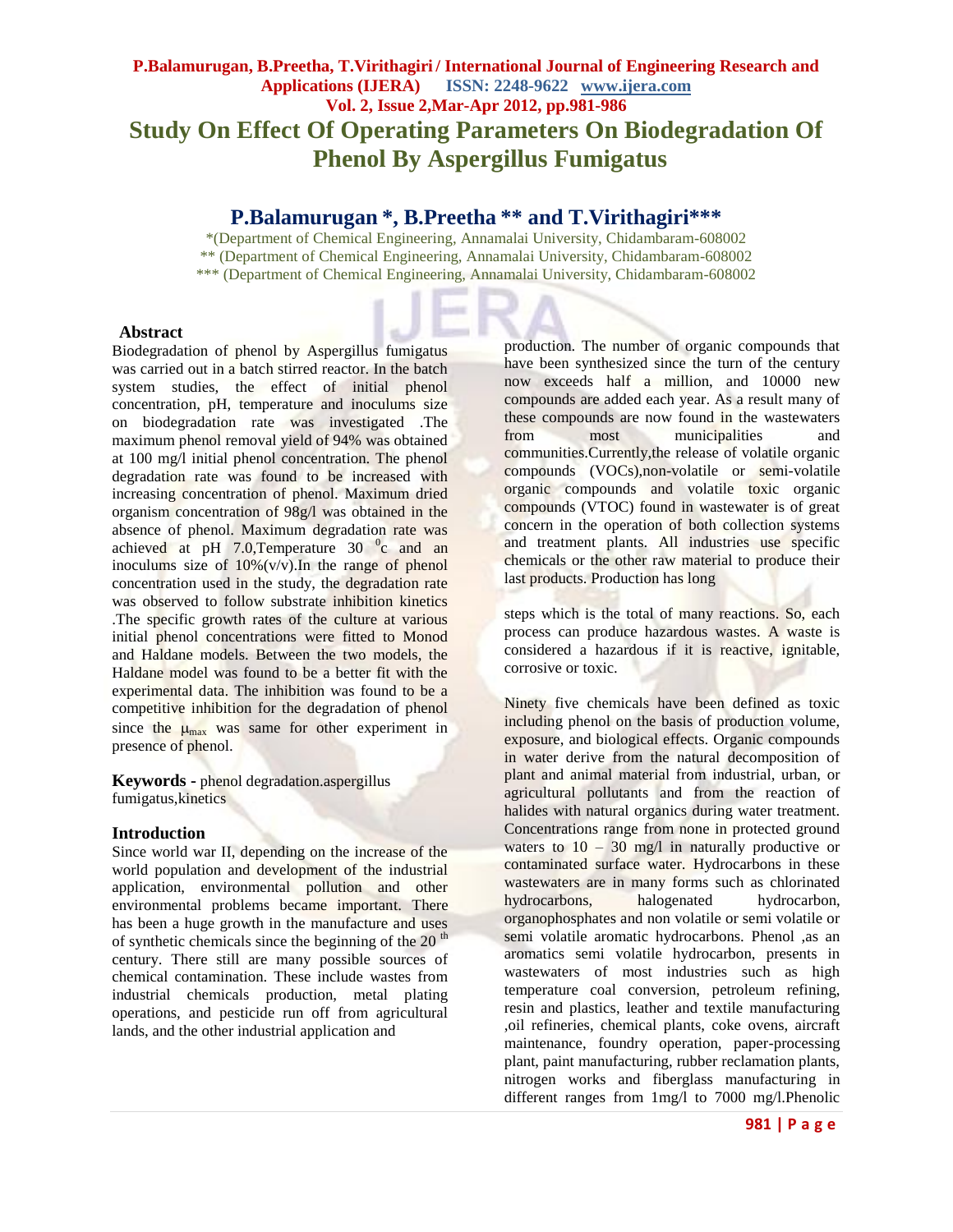# Study On Effect Of Operating Parameters On Biodegradation Of Phenol By Aspergillus Fumigatus

## P.Balamurugan *, B.Preetha ** and T.Virithagiri***

*(Department of Chemical Engineering, Annamalai University, Chidambaram-608002
** (Department of Chemical Engineering, Annamalai University, Chidambaram-608002
*** (Department of Chemical Engineering, Annamalai University, Chidambaram-608002

### Abstract

Biodegradation of phenol by Aspergillus fumigatus was carried out in a batch stirred reactor. In the batch system studies, the effect of initial phenol concentration, pH, temperature and inoculums size on biodegradation rate was investigated .The maximum phenol removal yield of 94% was obtained at 100 mg/l initial phenol concentration. The phenol degradation rate was found to be increased with increasing concentration of phenol. Maximum dried organism concentration of 98g/l was obtained in the absence of phenol. Maximum degradation rate was achieved at pH 7.0,Temperature 30 $^{0}$c and an inoculums size of 10%(v/v).In the range of phenol concentration used in the study, the degradation rate was observed to follow substrate inhibition kinetics .The specific growth rates of the culture at various initial phenol concentrations were fitted to Monod and Haldane models. Between the two models, the Haldane model was found to be a better fit with the experimental data. The inhibition was found to be a competitive inhibition for the degradation of phenol since the $\mu_{max}$ was same for other experiment in presence of phenol.

**Keywords -** phenol degradation.aspergillus fumigatus,kinetics

### Introduction

Since world war II, depending on the increase of the world population and development of the industrial application, environmental pollution and other environmental problems became important. There has been a huge growth in the manufacture and uses of synthetic chemicals since the beginning of the 20 $^{th}$ century. There still are many possible sources of chemical contamination. These include wastes from industrial chemicals production, metal plating operations, and pesticide run off from agricultural lands, and the other industrial application and production. The number of organic compounds that have been synthesized since the turn of the century now exceeds half a million, and 10000 new compounds are added each year. As a result many of these compounds are now found in the wastewaters from most municipalities and communities.Currently,the release of volatile organic compounds (VOCs),non-volatile or semi-volatile organic compounds and volatile toxic organic compounds (VTOC) found in wastewater is of great concern in the operation of both collection systems and treatment plants. All industries use specific chemicals or the other raw material to produce their last products. Production has long

steps which is the total of many reactions. So, each process can produce hazardous wastes. A waste is considered a hazardous if it is reactive, ignitable, corrosive or toxic.

Ninety five chemicals have been defined as toxic including phenol on the basis of production volume, exposure, and biological effects. Organic compounds in water derive from the natural decomposition of plant and animal material from industrial, urban, or agricultural pollutants and from the reaction of halides with natural organics during water treatment. Concentrations range from none in protected ground waters to 10 – 30 mg/l in naturally productive or contaminated surface water. Hydrocarbons in these wastewaters are in many forms such as chlorinated hydrocarbons, halogenated hydrocarbon, organophosphates and non volatile or semi volatile or semi volatile aromatic hydrocarbons. Phenol ,as an aromatics semi volatile hydrocarbon, presents in wastewaters of most industries such as high temperature coal conversion, petroleum refining, resin and plastics, leather and textile manufacturing ,oil refineries, chemical plants, coke ovens, aircraft maintenance, foundry operation, paper-processing plant, paint manufacturing, rubber reclamation plants, nitrogen works and fiberglass manufacturing in different ranges from 1mg/l to 7000 mg/l.Phenolic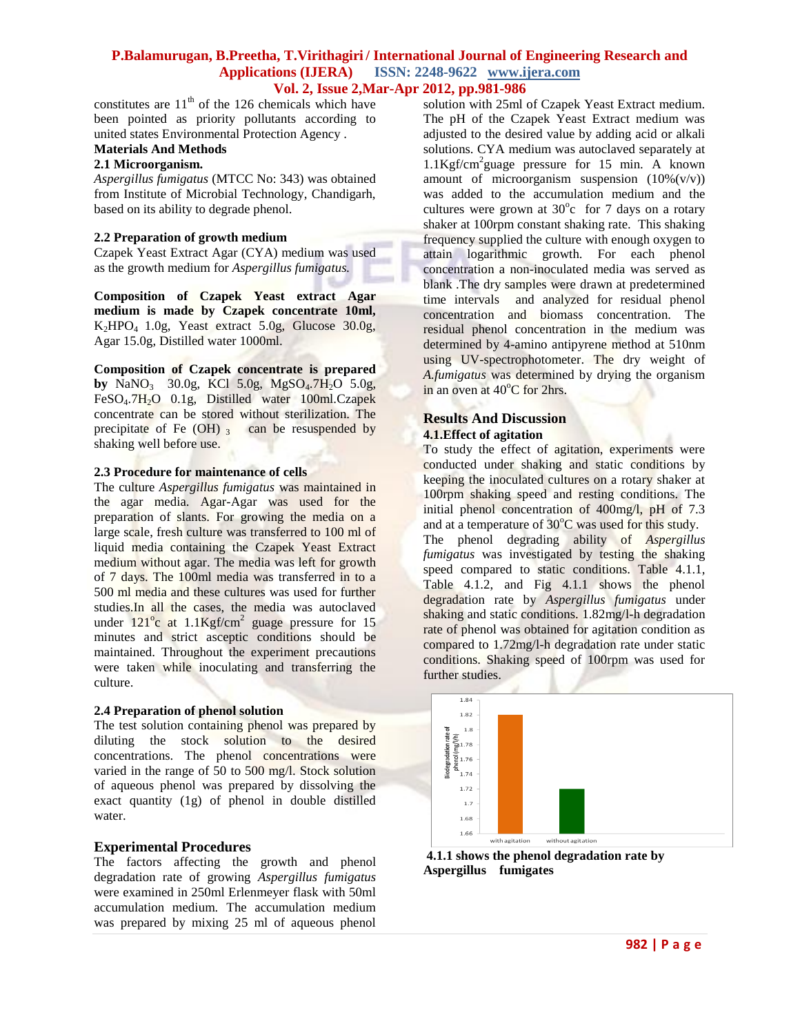constitutes are 11[th] of the 126 chemicals which have been pointed as priority pollutants according to united states Environmental Protection Agency .

**Materials And Methods**

**2.1 Microorganism.**

*Aspergillus fumigatus* (MTCC No: 343) was obtained from Institute of Microbial Technology, Chandigarh, based on its ability to degrade phenol.

**2.2 Preparation of growth medium**

Czapek Yeast Extract Agar (CYA) medium was used as the growth medium for *Aspergillus fumigatus.*

**Composition of Czapek Yeast extract Agar medium is made by Czapek concentrate 10ml,** $K_2HPO_4$ 1.0g, Yeast extract 5.0g, Glucose 30.0g, Agar 15.0g, Distilled water 1000ml.

**Composition of Czapek concentrate is prepared by** $NaNO_3$ 30.0g, KCl 5.0g, $MgSO_4.7H_2O$ 5.0g, $FeSO_4.7H_2O$ 0.1g, Distilled water 100ml.Czapek concentrate can be stored without sterilization. The precipitate of $Fe(OH)_3$ can be resuspended by shaking well before use.

**2.3 Procedure for maintenance of cells**

The culture *Aspergillus fumigatus* was maintained in the agar media. Agar-Agar was used for the preparation of slants. For growing the media on a large scale, fresh culture was transferred to 100 ml of liquid media containing the Czapek Yeast Extract medium without agar. The media was left for growth of 7 days. The 100ml media was transferred in to a 500 ml media and these cultures was used for further studies.In all the cases, the media was autoclaved under 121$^o$c at 1.1Kgf/cm$^2$ guage pressure for 15 minutes and strict asceptic conditions should be maintained. Throughout the experiment precautions were taken while inoculating and transferring the culture.

**2.4 Preparation of phenol solution**

The test solution containing phenol was prepared by diluting the stock solution to the desired concentrations. The phenol concentrations were varied in the range of 50 to 500 mg/l. Stock solution of aqueous phenol was prepared by dissolving the exact quantity (1g) of phenol in double distilled water.

## Experimental Procedures

The factors affecting the growth and phenol degradation rate of growing *Aspergillus fumigatus* were examined in 250ml Erlenmeyer flask with 50ml accumulation medium. The accumulation medium was prepared by mixing 25 ml of aqueous phenol solution with 25ml of Czapek Yeast Extract medium. The pH of the Czapek Yeast Extract medium was adjusted to the desired value by adding acid or alkali solutions. CYA medium was autoclaved separately at 1.1Kgf/cm$^2$guage pressure for 15 min. A known amount of microorganism suspension (10%(v/v)) was added to the accumulation medium and the cultures were grown at 30$^o$c for 7 days on a rotary shaker at 100rpm constant shaking rate. This shaking frequency supplied the culture with enough oxygen to attain logarithmic growth. For each phenol concentration a non-inoculated media was served as blank .The dry samples were drawn at predetermined time intervals and analyzed for residual phenol concentration and biomass concentration. The residual phenol concentration in the medium was determined by 4-amino antipyrene method at 510nm using UV-spectrophotometer. The dry weight of *A.fumigatus* was determined by drying the organism in an oven at 40$^o$C for 2hrs.

## Results And Discussion

**4.1.Effect of agitation**

To study the effect of agitation, experiments were conducted under shaking and static conditions by keeping the inoculated cultures on a rotary shaker at 100rpm shaking speed and resting conditions. The initial phenol concentration of 400mg/l, pH of 7.3 and at a temperature of 30$^o$C was used for this study. The phenol degrading ability of *Aspergillus fumigatus* was investigated by testing the shaking speed compared to static conditions. Table 4.1.1, Table 4.1.2, and Fig 4.1.1 shows the phenol degradation rate by *Aspergillus fumigatus* under shaking and static conditions. 1.82mg/l-h degradation rate of phenol was obtained for agitation condition as compared to 1.72mg/l-h degradation rate under static conditions. Shaking speed of 100rpm was used for further studies.

**4.1.1 shows the phenol degradation rate by Aspergillus fumigates**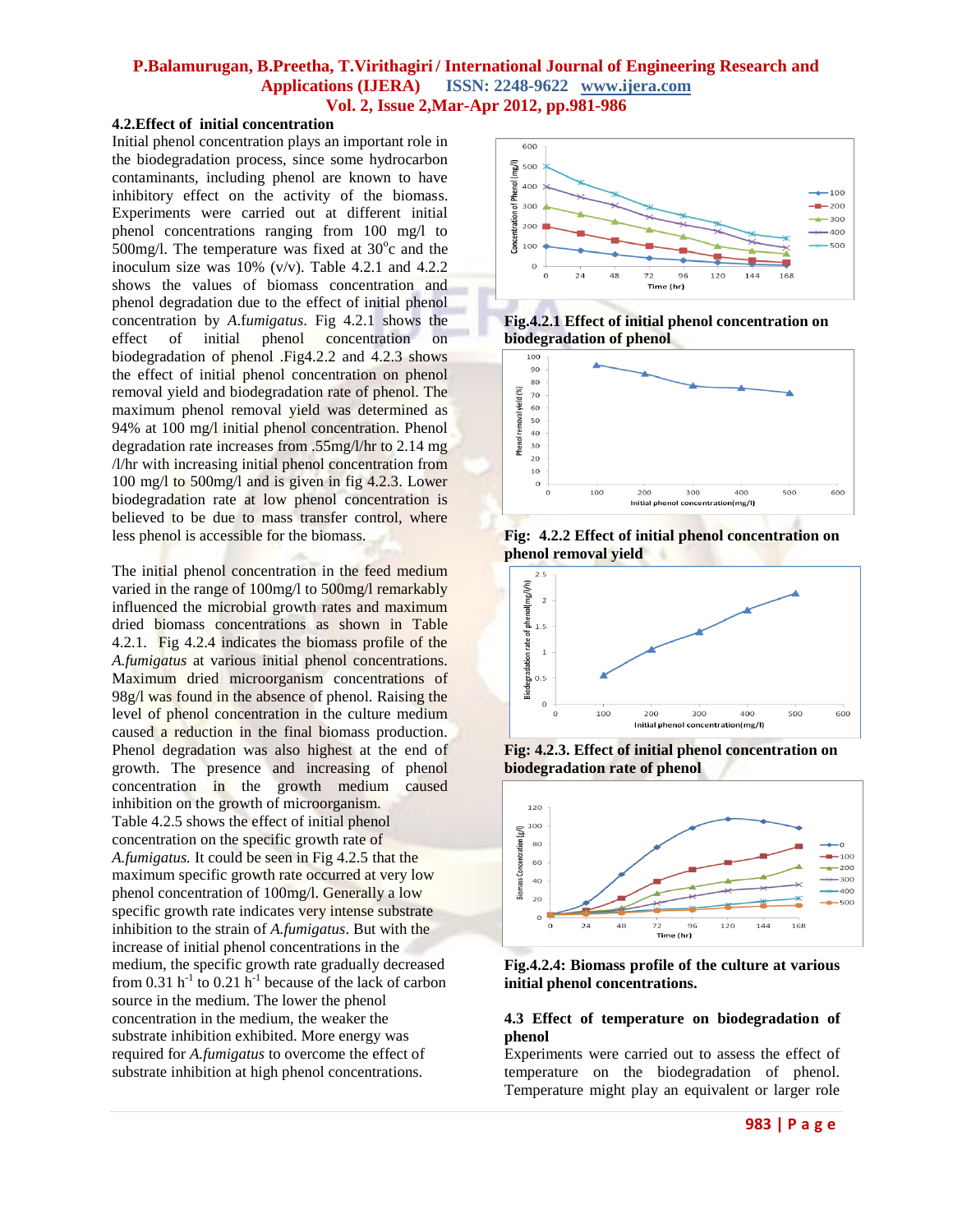### 4.2.Effect of initial concentration

Initial phenol concentration plays an important role in the biodegradation process, since some hydrocarbon contaminants, including phenol are known to have inhibitory effect on the activity of the biomass. Experiments were carried out at different initial phenol concentrations ranging from 100 mg/l to 500mg/l. The temperature was fixed at 30$^o$c and the inoculum size was 10% (v/v). Table 4.2.1 and 4.2.2 shows the values of biomass concentration and phenol degradation due to the effect of initial phenol concentration by *A.fumigatus*. Fig 4.2.1 shows the effect of initial phenol concentration on biodegradation of phenol .Fig4.2.2 and 4.2.3 shows the effect of initial phenol concentration on phenol removal yield and biodegradation rate of phenol. The maximum phenol removal yield was determined as 94% at 100 mg/l initial phenol concentration. Phenol degradation rate increases from .55mg/l/hr to 2.14 mg /l/hr with increasing initial phenol concentration from 100 mg/l to 500mg/l and is given in fig 4.2.3. Lower biodegradation rate at low phenol concentration is believed to be due to mass transfer control, where less phenol is accessible for the biomass.

The initial phenol concentration in the feed medium varied in the range of 100mg/l to 500mg/l remarkably influenced the microbial growth rates and maximum dried biomass concentrations as shown in Table 4.2.1. Fig 4.2.4 indicates the biomass profile of the *A.fumigatus* at various initial phenol concentrations. Maximum dried microorganism concentrations of 98g/l was found in the absence of phenol. Raising the level of phenol concentration in the culture medium caused a reduction in the final biomass production. Phenol degradation was also highest at the end of growth. The presence and increasing of phenol concentration in the growth medium caused inhibition on the growth of microorganism.
Table 4.2.5 shows the effect of initial phenol concentration on the specific growth rate of *A.fumigatus.* It could be seen in Fig 4.2.5 that the maximum specific growth rate occurred at very low phenol concentration of 100mg/l. Generally a low specific growth rate indicates very intense substrate inhibition to the strain of *A.fumigatus*. But with the increase of initial phenol concentrations in the medium, the specific growth rate gradually decreased from 0.31 $h^{-1}$ to 0.21 $h^{-1}$ because of the lack of carbon source in the medium. The lower the phenol concentration in the medium, the weaker the substrate inhibition exhibited. More energy was required for *A.fumigatus* to overcome the effect of substrate inhibition at high phenol concentrations.

**Fig.4.2.1 Effect of initial phenol concentration on biodegradation of phenol**

**Fig: 4.2.2 Effect of initial phenol concentration on phenol removal yield**

**Fig: 4.2.3. Effect of initial phenol concentration on biodegradation rate of phenol**

**Fig.4.2.4: Biomass profile of the culture at various initial phenol concentrations.**

### 4.3 Effect of temperature on biodegradation of phenol

Experiments were carried out to assess the effect of temperature on the biodegradation of phenol. Temperature might play an equivalent or larger role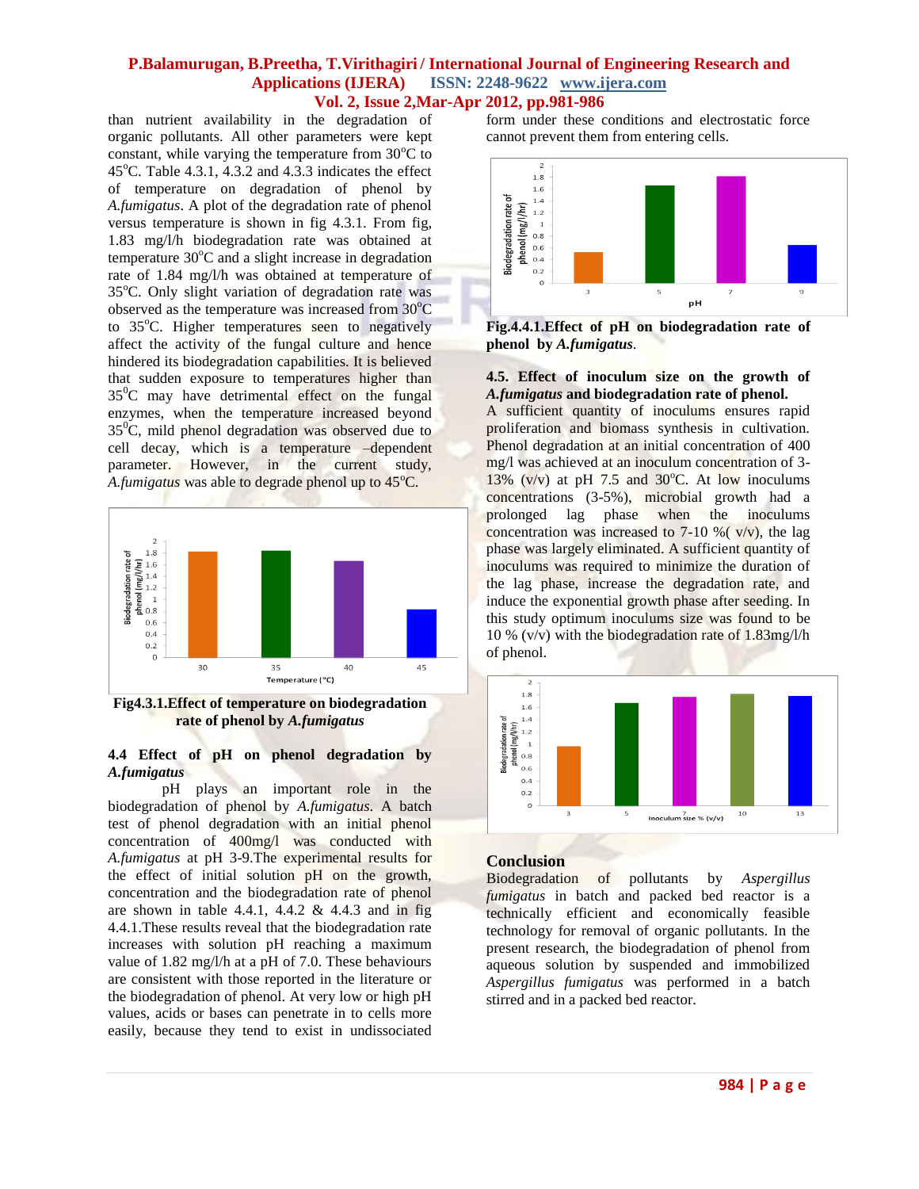than nutrient availability in the degradation of organic pollutants. All other parameters were kept constant, while varying the temperature from 30°C to 45°C. Table 4.3.1, 4.3.2 and 4.3.3 indicates the effect of temperature on degradation of phenol by *A.fumigatus*. A plot of the degradation rate of phenol versus temperature is shown in fig 4.3.1. From fig, 1.83 mg/l/h biodegradation rate was obtained at temperature 30°C and a slight increase in degradation rate of 1.84 mg/l/h was obtained at temperature of 35°C. Only slight variation of degradation rate was observed as the temperature was increased from 30°C to 35°C. Higher temperatures seen to negatively affect the activity of the fungal culture and hence hindered its biodegradation capabilities. It is believed that sudden exposure to temperatures higher than 35°C may have detrimental effect on the fungal enzymes, when the temperature increased beyond 35°C, mild phenol degradation was observed due to cell decay, which is a temperature –dependent parameter. However, in the current study, *A.fumigatus* was able to degrade phenol up to 45°C.

**Fig4.3.1.Effect of temperature on biodegradation rate of phenol by *A.fumigatus***

### 4.4 Effect of pH on phenol degradation by *A.fumigatus*

pH plays an important role in the biodegradation of phenol by *A.fumigatus*. A batch test of phenol degradation with an initial phenol concentration of 400mg/l was conducted with *A.fumigatus* at pH 3-9.The experimental results for the effect of initial solution pH on the growth, concentration and the biodegradation rate of phenol are shown in table 4.4.1, 4.4.2 & 4.4.3 and in fig 4.4.1.These results reveal that the biodegradation rate increases with solution pH reaching a maximum value of 1.82 mg/l/h at a pH of 7.0. These behaviours are consistent with those reported in the literature or the biodegradation of phenol. At very low or high pH values, acids or bases can penetrate in to cells more easily, because they tend to exist in undissociated form under these conditions and electrostatic force cannot prevent them from entering cells.

**Fig.4.4.1.Effect of pH on biodegradation rate of phenol by *A.fumigatus*.**

### 4.5. Effect of inoculum size on the growth of *A.fumigatus* and biodegradation rate of phenol.

A sufficient quantity of inoculums ensures rapid proliferation and biomass synthesis in cultivation. Phenol degradation at an initial concentration of 400 mg/l was achieved at an inoculum concentration of 3-13% (v/v) at pH 7.5 and 30°C. At low inoculums concentrations (3-5%), microbial growth had a prolonged lag phase when the inoculums concentration was increased to 7-10 %( v/v), the lag phase was largely eliminated. A sufficient quantity of inoculums was required to minimize the duration of the lag phase, increase the degradation rate, and induce the exponential growth phase after seeding. In this study optimum inoculums size was found to be 10 % (v/v) with the biodegradation rate of 1.83mg/l/h of phenol.

## Conclusion

Biodegradation of pollutants by *Aspergillus fumigatus* in batch and packed bed reactor is a technically efficient and economically feasible technology for removal of organic pollutants. In the present research, the biodegradation of phenol from aqueous solution by suspended and immobilized *Aspergillus fumigatus* was performed in a batch stirred and in a packed bed reactor.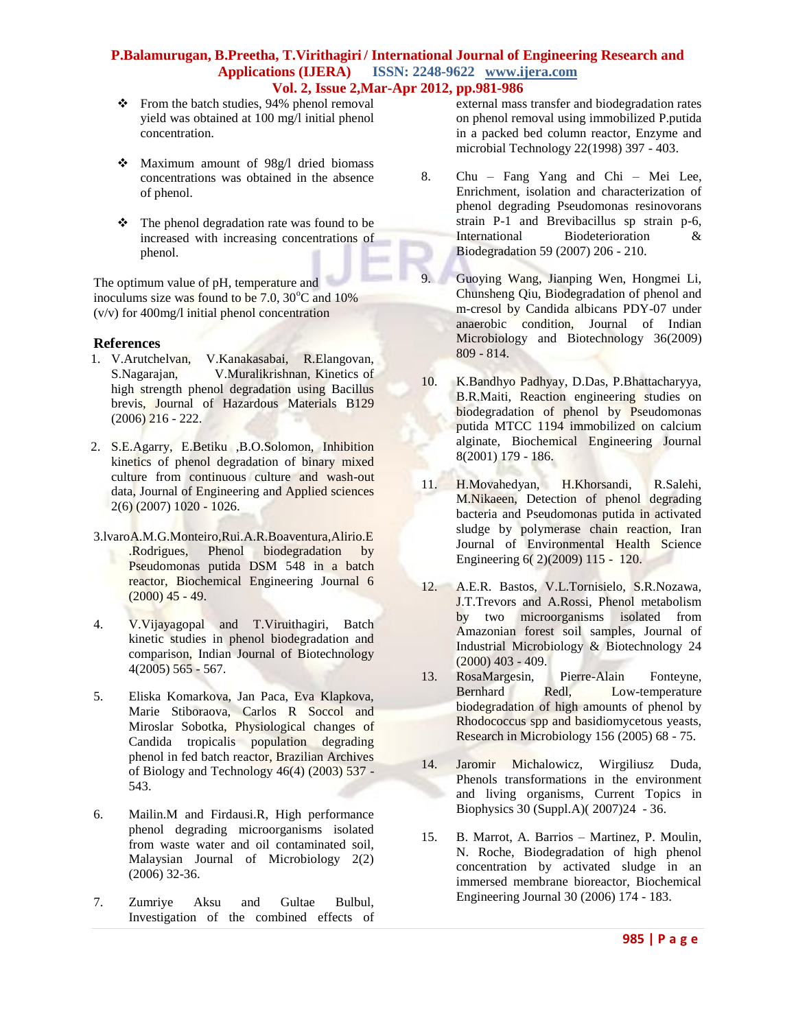- From the batch studies, 94% phenol removal yield was obtained at 100 mg/l initial phenol concentration.
- Maximum amount of 98g/l dried biomass concentrations was obtained in the absence of phenol.
- The phenol degradation rate was found to be increased with increasing concentrations of phenol.

The optimum value of pH, temperature and inoculums size was found to be 7.0, 30°C and 10% (v/v) for 400mg/l initial phenol concentration

## References

1. V.Arutchelvan, V.Kanakasabai, R.Elangovan, S.Nagarajan, V.Muralikrishnan, Kinetics of high strength phenol degradation using Bacillus brevis, Journal of Hazardous Materials B129 (2006) 216 - 222.
2. S.E.Agarry, E.Betiku ,B.O.Solomon, Inhibition kinetics of phenol degradation of binary mixed culture from continuous culture and wash-out data, Journal of Engineering and Applied sciences 2(6) (2007) 1020 - 1026.
3. lvaroA.M.G.Monteiro,Rui.A.R.Boaventura,Alirio.E .Rodrigues, Phenol biodegradation by Pseudomonas putida DSM 548 in a batch reactor, Biochemical Engineering Journal 6 (2000) 45 - 49.
4. V.Vijayagopal and T.Viruithagiri, Batch kinetic studies in phenol biodegradation and comparison, Indian Journal of Biotechnology 4(2005) 565 - 567.
5. Eliska Komarkova, Jan Paca, Eva Klapkova, Marie Stiboraova, Carlos R Soccol and Miroslar Sobotka, Physiological changes of Candida tropicalis population degrading phenol in fed batch reactor, Brazilian Archives of Biology and Technology 46(4) (2003) 537 - 543.
6. Mailin.M and Firdausi.R, High performance phenol degrading microorganisms isolated from waste water and oil contaminated soil, Malaysian Journal of Microbiology 2(2) (2006) 32-36.
7. Zumriye Aksu and Gultae Bulbul, Investigation of the combined effects of external mass transfer and biodegradation rates on phenol removal using immobilized P.putida in a packed bed column reactor, Enzyme and microbial Technology 22(1998) 397 - 403.
8. Chu – Fang Yang and Chi – Mei Lee, Enrichment, isolation and characterization of phenol degrading Pseudomonas resinovorans strain P-1 and Brevibacillus sp strain p-6, International Biodeterioration & Biodegradation 59 (2007) 206 - 210.
9. Guoying Wang, Jianping Wen, Hongmei Li, Chunsheng Qiu, Biodegradation of phenol and m-cresol by Candida albicans PDY-07 under anaerobic condition, Journal of Indian Microbiology and Biotechnology 36(2009) 809 - 814.
10. K.Bandhyo Padhyay, D.Das, P.Bhattacharyya, B.R.Maiti, Reaction engineering studies on biodegradation of phenol by Pseudomonas putida MTCC 1194 immobilized on calcium alginate, Biochemical Engineering Journal 8(2001) 179 - 186.
11. H.Movahedyan, H.Khorsandi, R.Salehi, M.Nikaeen, Detection of phenol degrading bacteria and Pseudomonas putida in activated sludge by polymerase chain reaction, Iran Journal of Environmental Health Science Engineering 6( 2)(2009) 115 - 120.
12. A.E.R. Bastos, V.L.Tornisielo, S.R.Nozawa, J.T.Trevors and A.Rossi, Phenol metabolism by two microorganisms isolated from Amazonian forest soil samples, Journal of Industrial Microbiology & Biotechnology 24 (2000) 403 - 409.
13. RosaMargesin, Pierre-Alain Fonteyne, Bernhard Redl, Low-temperature biodegradation of high amounts of phenol by Rhodococcus spp and basidiomycetous yeasts, Research in Microbiology 156 (2005) 68 - 75.
14. Jaromir Michalowicz, Wirgiliusz Duda, Phenols transformations in the environment and living organisms, Current Topics in Biophysics 30 (Suppl.A)( 2007)24 - 36.
15. B. Marrot, A. Barrios – Martinez, P. Moulin, N. Roche, Biodegradation of high phenol concentration by activated sludge in an immersed membrane bioreactor, Biochemical Engineering Journal 30 (2006) 174 - 183.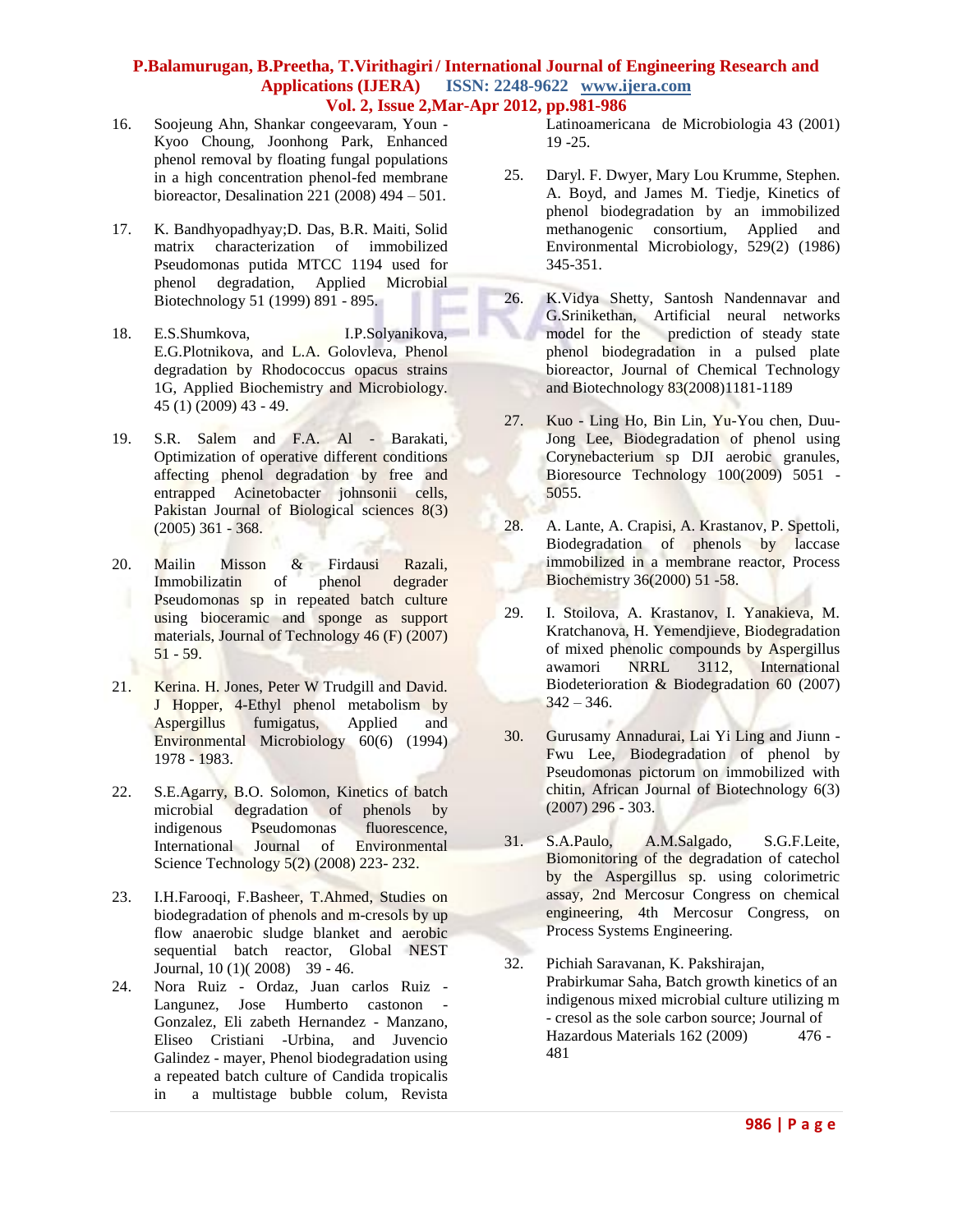16. Soojeung Ahn, Shankar congeevaram, Youn - Kyoo Choung, Joonhong Park, Enhanced phenol removal by floating fungal populations in a high concentration phenol-fed membrane bioreactor, Desalination 221 (2008) 494 – 501.

17. K. Bandhyopadhyay;D. Das, B.R. Maiti, Solid matrix characterization of immobilized Pseudomonas putida MTCC 1194 used for phenol degradation, Applied Microbial Biotechnology 51 (1999) 891 - 895.

18. E.S.Shumkova, I.P.Solyanikova, E.G.Plotnikova, and L.A. Golovleva, Phenol degradation by Rhodococcus opacus strains 1G, Applied Biochemistry and Microbiology. 45 (1) (2009) 43 - 49.

19. S.R. Salem and F.A. Al - Barakati, Optimization of operative different conditions affecting phenol degradation by free and entrapped Acinetobacter johnsonii cells, Pakistan Journal of Biological sciences 8(3) (2005) 361 - 368.

20. Mailin Misson & Firdausi Razali, Immobilizatin of phenol degrader Pseudomonas sp in repeated batch culture using bioceramic and sponge as support materials, Journal of Technology 46 (F) (2007) 51 - 59.

21. Kerina. H. Jones, Peter W Trudgill and David. J Hopper, 4-Ethyl phenol metabolism by Aspergillus fumigatus, Applied and Environmental Microbiology 60(6) (1994) 1978 - 1983.

22. S.E.Agarry, B.O. Solomon, Kinetics of batch microbial degradation of phenols by indigenous Pseudomonas fluorescence, International Journal of Environmental Science Technology 5(2) (2008) 223- 232.

23. I.H.Farooqi, F.Basheer, T.Ahmed, Studies on biodegradation of phenols and m-cresols by up flow anaerobic sludge blanket and aerobic sequential batch reactor, Global NEST Journal, 10 (1)( 2008) 39 - 46.

24. Nora Ruiz - Ordaz, Juan carlos Ruiz - Langunez, Jose Humberto castonon - Gonzalez, Eli zabeth Hernandez - Manzano, Eliseo Cristiani -Urbina, and Juvencio Galindez - mayer, Phenol biodegradation using a repeated batch culture of Candida tropicalis in a multistage bubble colum, Revista Latinoamericana de Microbiologia 43 (2001) 19 -25.

25. Daryl. F. Dwyer, Mary Lou Krumme, Stephen. A. Boyd, and James M. Tiedje, Kinetics of phenol biodegradation by an immobilized methanogenic consortium, Applied and Environmental Microbiology, 529(2) (1986) 345-351.

26. K.Vidya Shetty, Santosh Nandennavar and G.Srinikethan, Artificial neural networks model for the prediction of steady state phenol biodegradation in a pulsed plate bioreactor, Journal of Chemical Technology and Biotechnology 83(2008)1181-1189

27. Kuo - Ling Ho, Bin Lin, Yu-You chen, Duu-Jong Lee, Biodegradation of phenol using Corynebacterium sp DJI aerobic granules, Bioresource Technology 100(2009) 5051 - 5055.

28. A. Lante, A. Crapisi, A. Krastanov, P. Spettoli, Biodegradation of phenols by laccase immobilized in a membrane reactor, Process Biochemistry 36(2000) 51 -58.

29. I. Stoilova, A. Krastanov, I. Yanakieva, M. Kratchanova, H. Yemendjieve, Biodegradation of mixed phenolic compounds by Aspergillus awamori NRRL 3112, International Biodeterioration & Biodegradation 60 (2007) 342 – 346.

30. Gurusamy Annadurai, Lai Yi Ling and Jiunn - Fwu Lee, Biodegradation of phenol by Pseudomonas pictorum on immobilized with chitin, African Journal of Biotechnology 6(3) (2007) 296 - 303.

31. S.A.Paulo, A.M.Salgado, S.G.F.Leite, Biomonitoring of the degradation of catechol by the Aspergillus sp. using colorimetric assay, 2nd Mercosur Congress on chemical engineering, 4th Mercosur Congress, on Process Systems Engineering.

32. Pichiah Saravanan, K. Pakshirajan, Prabirkumar Saha, Batch growth kinetics of an indigenous mixed microbial culture utilizing m - cresol as the sole carbon source; Journal of Hazardous Materials 162 (2009) 476 - 481